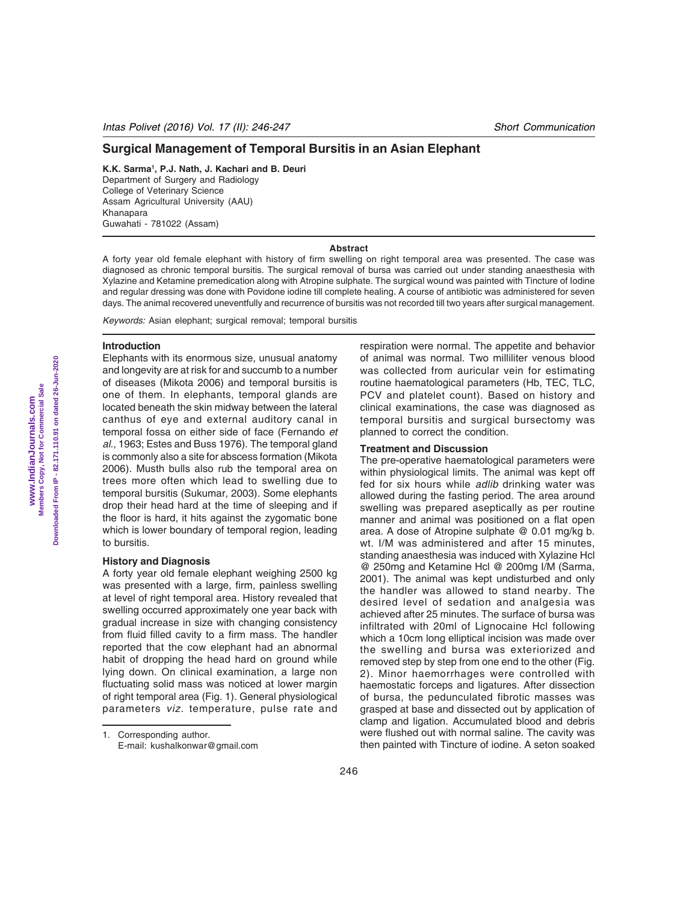Short Communication

# Surgical Management of Temporal Bursitis in an Asian Elephant

**K.K. Sarma[1], P.J. Nath, J. Kachari and B. Deuri**
Department of Surgery and Radiology
College of Veterinary Science
Assam Agricultural University (AAU)
Khanapara
Guwahati - 781022 (Assam)

### Abstract

A forty year old female elephant with history of firm swelling on right temporal area was presented. The case was diagnosed as chronic temporal bursitis. The surgical removal of bursa was carried out under standing anaesthesia with Xylazine and Ketamine premedication along with Atropine sulphate. The surgical wound was painted with Tincture of Iodine and regular dressing was done with Povidone iodine till complete healing. A course of antibiotic was administered for seven days. The animal recovered uneventfully and recurrence of bursitis was not recorded till two years after surgical management.

*Keywords:* Asian elephant; surgical removal; temporal bursitis

## Introduction

Elephants with its enormous size, unusual anatomy and longevity are at risk for and succumb to a number of diseases (Mikota 2006) and temporal bursitis is one of them. In elephants, temporal glands are located beneath the skin midway between the lateral canthus of eye and external auditory canal in temporal fossa on either side of face (Fernando *et al.*, 1963; Estes and Buss 1976). The temporal gland is commonly also a site for abscess formation (Mikota 2006). Musth bulls also rub the temporal area on trees more often which lead to swelling due to temporal bursitis (Sukumar, 2003). Some elephants drop their head hard at the time of sleeping and if the floor is hard, it hits against the zygomatic bone which is lower boundary of temporal region, leading to bursitis.

## History and Diagnosis

A forty year old female elephant weighing 2500 kg was presented with a large, firm, painless swelling at level of right temporal area. History revealed that swelling occurred approximately one year back with gradual increase in size with changing consistency from fluid filled cavity to a firm mass. The handler reported that the cow elephant had an abnormal habit of dropping the head hard on ground while lying down. On clinical examination, a large non fluctuating solid mass was noticed at lower margin of right temporal area (Fig. 1). General physiological parameters *viz.* temperature, pulse rate and respiration were normal. The appetite and behavior of animal was normal. Two milliliter venous blood was collected from auricular vein for estimating routine haematological parameters (Hb, TEC, TLC, PCV and platelet count). Based on history and clinical examinations, the case was diagnosed as temporal bursitis and surgical bursectomy was planned to correct the condition.

## Treatment and Discussion

The pre-operative haematological parameters were within physiological limits. The animal was kept off fed for six hours while *adlib* drinking water was allowed during the fasting period. The area around swelling was prepared aseptically as per routine manner and animal was positioned on a flat open area. A dose of Atropine sulphate @ 0.01 mg/kg b. wt. I/M was administered and after 15 minutes, standing anaesthesia was induced with Xylazine Hcl @ 250mg and Ketamine Hcl @ 200mg I/M (Sarma, 2001). The animal was kept undisturbed and only the handler was allowed to stand nearby. The desired level of sedation and analgesia was achieved after 25 minutes. The surface of bursa was infiltrated with 20ml of Lignocaine Hcl following which a 10cm long elliptical incision was made over the swelling and bursa was exteriorized and removed step by step from one end to the other (Fig. 2). Minor haemorrhages were controlled with haemostatic forceps and ligatures. After dissection of bursa, the pedunculated fibrotic masses was grasped at base and dissected out by application of clamp and ligation. Accumulated blood and debris were flushed out with normal saline. The cavity was then painted with Tincture of iodine. A seton soaked

1. Corresponding author.
E-mail: kushalkonwar@gmail.com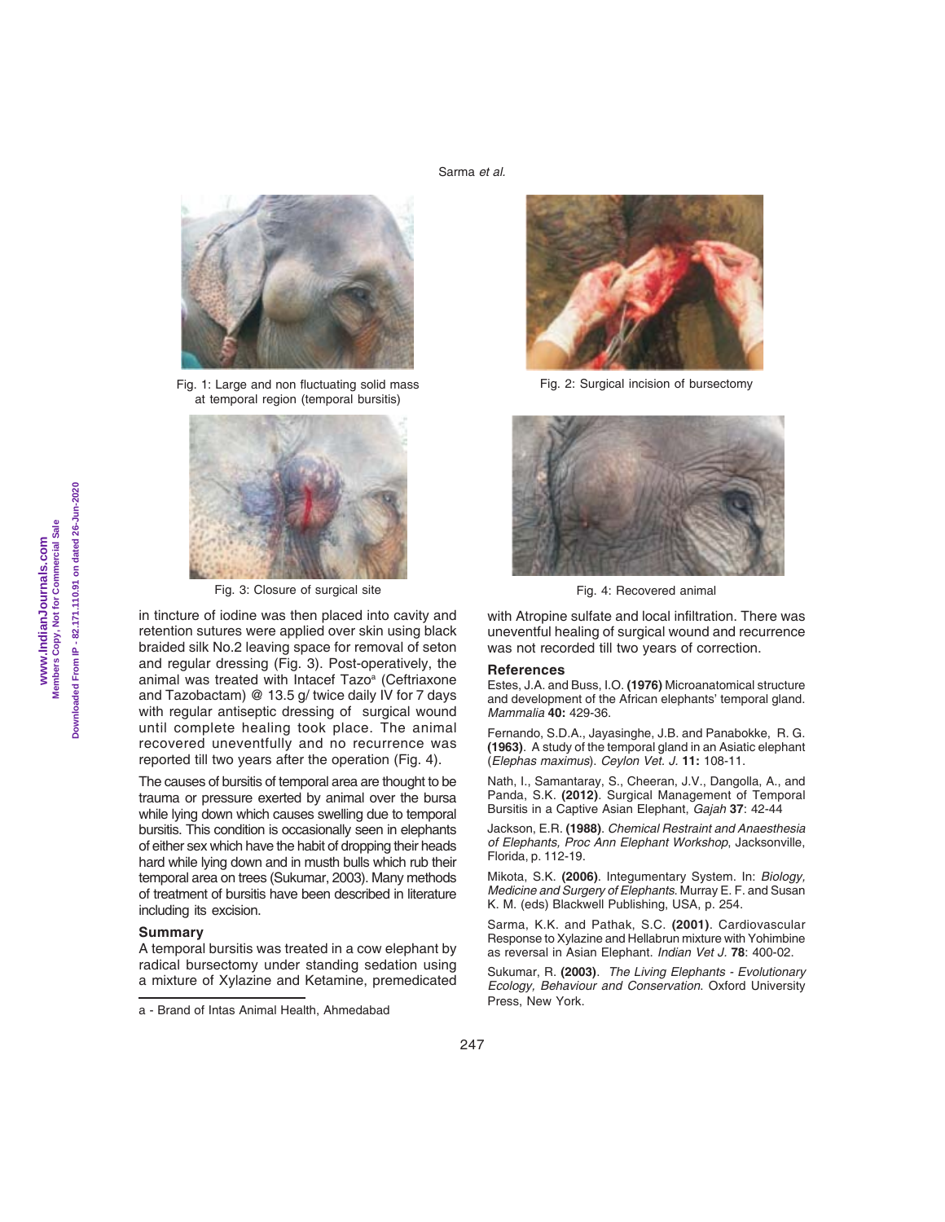Fig. 1: Large and non fluctuating solid mass at temporal region (temporal bursitis)

Fig. 2: Surgical incision of bursectomy

Fig. 3: Closure of surgical site

Fig. 4: Recovered animal

in tincture of iodine was then placed into cavity and retention sutures were applied over skin using black braided silk No.2 leaving space for removal of seton and regular dressing (Fig. 3). Post-operatively, the animal was treated with Intacef Tazo[a] (Ceftriaxone and Tazobactam) @ 13.5 g/ twice daily IV for 7 days with regular antiseptic dressing of surgical wound until complete healing took place. The animal recovered uneventfully and no recurrence was reported till two years after the operation (Fig. 4).

The causes of bursitis of temporal area are thought to be trauma or pressure exerted by animal over the bursa while lying down which causes swelling due to temporal bursitis. This condition is occasionally seen in elephants of either sex which have the habit of dropping their heads hard while lying down and in musth bulls which rub their temporal area on trees (Sukumar, 2003). Many methods of treatment of bursitis have been described in literature including its excision.

## Summary

A temporal bursitis was treated in a cow elephant by radical bursectomy under standing sedation using a mixture of Xylazine and Ketamine, premedicated with Atropine sulfate and local infiltration. There was uneventful healing of surgical wound and recurrence was not recorded till two years of correction.

a - Brand of Intas Animal Health, Ahmedabad

## References

Estes, J.A. and Buss, I.O. **(1976)** Microanatomical structure and development of the African elephants' temporal gland. *Mammalia* **40:** 429-36.

Fernando, S.D.A., Jayasinghe, J.B. and Panabokke, R. G. **(1963)**. A study of the temporal gland in an Asiatic elephant (*Elephas maximus*). *Ceylon Vet. J.* **11:** 108-11.

Nath, I., Samantaray, S., Cheeran, J.V., Dangolla, A., and Panda, S.K. **(2012)**. Surgical Management of Temporal Bursitis in a Captive Asian Elephant, *Gajah* **37**: 42-44

Jackson, E.R. **(1988)**. *Chemical Restraint and Anaesthesia of Elephants, Proc Ann Elephant Workshop*, Jacksonville, Florida, p. 112-19.

Mikota, S.K. **(2006)**. Integumentary System. In: *Biology, Medicine and Surgery of Elephants*. Murray E. F. and Susan K. M. (eds) Blackwell Publishing, USA, p. 254.

Sarma, K.K. and Pathak, S.C. **(2001)**. Cardiovascular Response to Xylazine and Hellabrun mixture with Yohimbine as reversal in Asian Elephant. *Indian Vet J*. **78**: 400-02.

Sukumar, R. **(2003)**. *The Living Elephants - Evolutionary Ecology, Behaviour and Conservation*. Oxford University Press, New York.